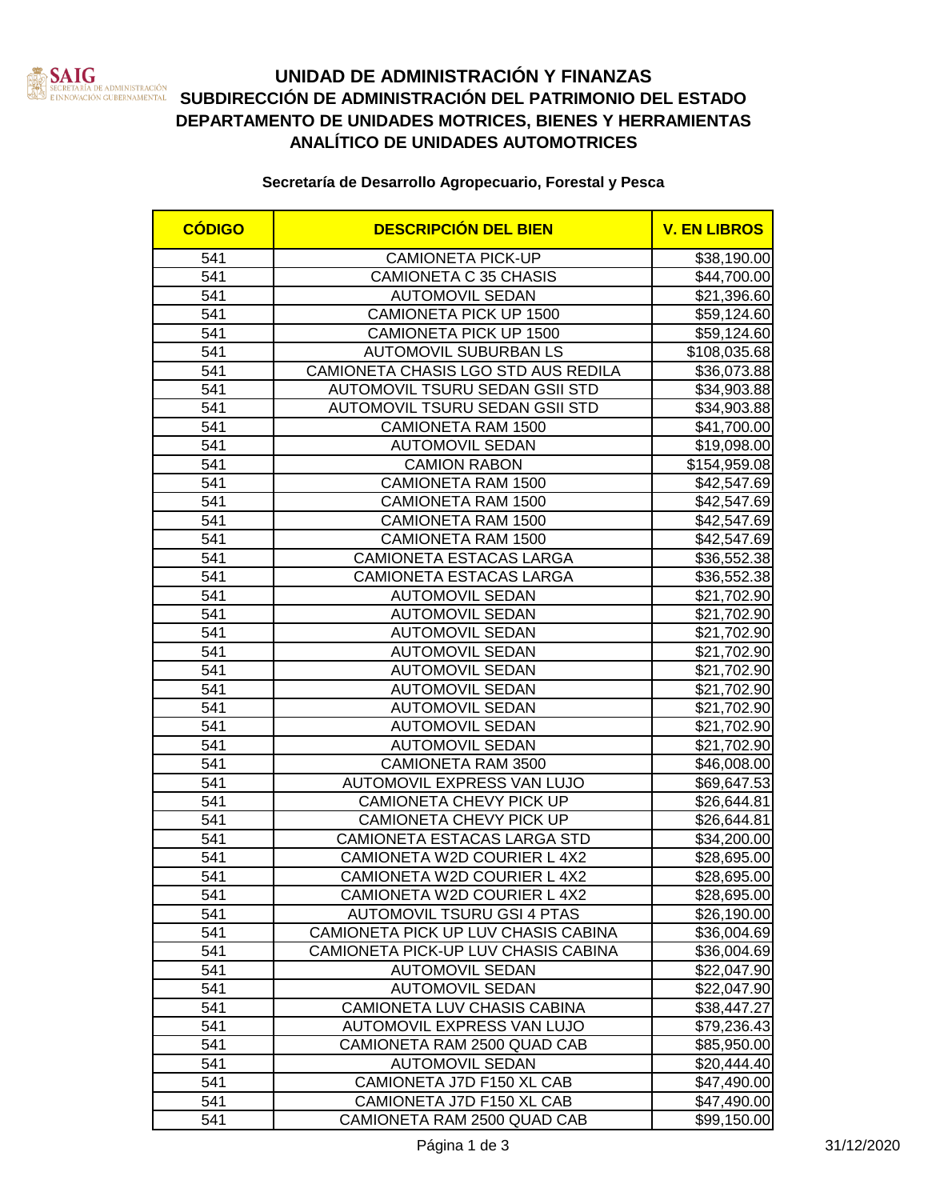# UNIDAD DE ADMINISTRACIÓN Y FINANZAS
## SUBDIRECCIÓN DE ADMINISTRACIÓN DEL PATRIMONIO DEL ESTADO
## DEPARTAMENTO DE UNIDADES MOTRICES, BIENES Y HERRAMIENTAS
## ANALÍTICO DE UNIDADES AUTOMOTRICES

**Secretaría de Desarrollo Agropecuario, Forestal y Pesca**

| CÓDIGO | DESCRIPCIÓN DEL BIEN | V. EN LIBROS |
|---|---|---|
| 541 | CAMIONETA PICK-UP | $38,190.00 |
| 541 | CAMIONETA C 35 CHASIS | $44,700.00 |
| 541 | AUTOMOVIL SEDAN | $21,396.60 |
| 541 | CAMIONETA PICK UP 1500 | $59,124.60 |
| 541 | CAMIONETA PICK UP 1500 | $59,124.60 |
| 541 | AUTOMOVIL SUBURBAN LS | $108,035.68 |
| 541 | CAMIONETA CHASIS LGO STD AUS REDILA | $36,073.88 |
| 541 | AUTOMOVIL TSURU SEDAN GSII STD | $34,903.88 |
| 541 | AUTOMOVIL TSURU SEDAN GSII STD | $34,903.88 |
| 541 | CAMIONETA RAM 1500 | $41,700.00 |
| 541 | AUTOMOVIL SEDAN | $19,098.00 |
| 541 | CAMION RABON | $154,959.08 |
| 541 | CAMIONETA RAM 1500 | $42,547.69 |
| 541 | CAMIONETA RAM 1500 | $42,547.69 |
| 541 | CAMIONETA RAM 1500 | $42,547.69 |
| 541 | CAMIONETA RAM 1500 | $42,547.69 |
| 541 | CAMIONETA ESTACAS LARGA | $36,552.38 |
| 541 | CAMIONETA ESTACAS LARGA | $36,552.38 |
| 541 | AUTOMOVIL SEDAN | $21,702.90 |
| 541 | AUTOMOVIL SEDAN | $21,702.90 |
| 541 | AUTOMOVIL SEDAN | $21,702.90 |
| 541 | AUTOMOVIL SEDAN | $21,702.90 |
| 541 | AUTOMOVIL SEDAN | $21,702.90 |
| 541 | AUTOMOVIL SEDAN | $21,702.90 |
| 541 | AUTOMOVIL SEDAN | $21,702.90 |
| 541 | AUTOMOVIL SEDAN | $21,702.90 |
| 541 | AUTOMOVIL SEDAN | $21,702.90 |
| 541 | CAMIONETA RAM 3500 | $46,008.00 |
| 541 | AUTOMOVIL EXPRESS VAN LUJO | $69,647.53 |
| 541 | CAMIONETA CHEVY PICK UP | $26,644.81 |
| 541 | CAMIONETA CHEVY PICK UP | $26,644.81 |
| 541 | CAMIONETA ESTACAS LARGA STD | $34,200.00 |
| 541 | CAMIONETA W2D COURIER L 4X2 | $28,695.00 |
| 541 | CAMIONETA W2D COURIER L 4X2 | $28,695.00 |
| 541 | CAMIONETA W2D COURIER L 4X2 | $28,695.00 |
| 541 | AUTOMOVIL TSURU GSI 4 PTAS | $26,190.00 |
| 541 | CAMIONETA PICK UP LUV CHASIS CABINA | $36,004.69 |
| 541 | CAMIONETA PICK-UP LUV CHASIS CABINA | $36,004.69 |
| 541 | AUTOMOVIL SEDAN | $22,047.90 |
| 541 | AUTOMOVIL SEDAN | $22,047.90 |
| 541 | CAMIONETA LUV CHASIS CABINA | $38,447.27 |
| 541 | AUTOMOVIL EXPRESS VAN LUJO | $79,236.43 |
| 541 | CAMIONETA RAM 2500 QUAD CAB | $85,950.00 |
| 541 | AUTOMOVIL SEDAN | $20,444.40 |
| 541 | CAMIONETA J7D F150 XL CAB | $47,490.00 |
| 541 | CAMIONETA J7D F150 XL CAB | $47,490.00 |
| 541 | CAMIONETA RAM 2500 QUAD CAB | $99,150.00 |

31/12/2020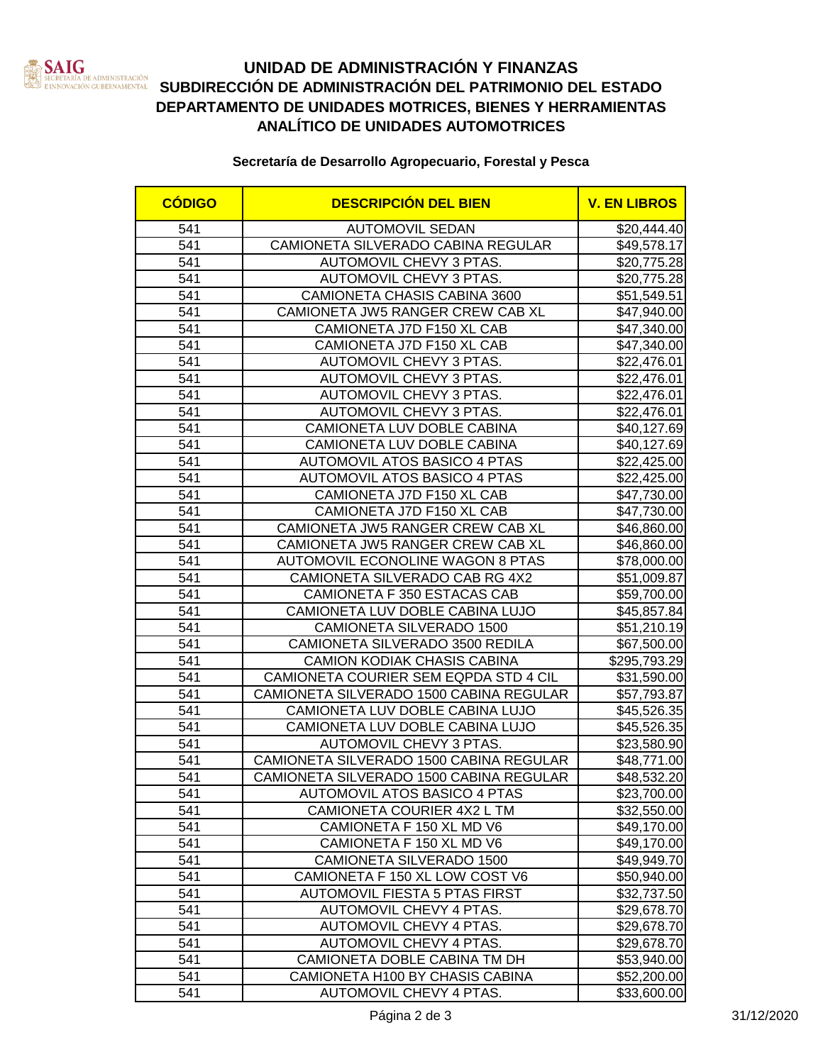# UNIDAD DE ADMINISTRACIÓN Y FINANZAS
## SUBDIRECCIÓN DE ADMINISTRACIÓN DEL PATRIMONIO DEL ESTADO
## DEPARTAMENTO DE UNIDADES MOTRICES, BIENES Y HERRAMIENTAS
## ANALÍTICO DE UNIDADES AUTOMOTRICES

**Secretaría de Desarrollo Agropecuario, Forestal y Pesca**

| CÓDIGO | DESCRIPCIÓN DEL BIEN | V. EN LIBROS |
|---|---|---|
| 541 | AUTOMOVIL SEDAN | $20,444.40 |
| 541 | CAMIONETA SILVERADO CABINA REGULAR | $49,578.17 |
| 541 | AUTOMOVIL CHEVY 3 PTAS. | $20,775.28 |
| 541 | AUTOMOVIL CHEVY 3 PTAS. | $20,775.28 |
| 541 | CAMIONETA CHASIS CABINA 3600 | $51,549.51 |
| 541 | CAMIONETA JW5 RANGER CREW CAB XL | $47,940.00 |
| 541 | CAMIONETA J7D F150 XL CAB | $47,340.00 |
| 541 | CAMIONETA J7D F150 XL CAB | $47,340.00 |
| 541 | AUTOMOVIL CHEVY 3 PTAS. | $22,476.01 |
| 541 | AUTOMOVIL CHEVY 3 PTAS. | $22,476.01 |
| 541 | AUTOMOVIL CHEVY 3 PTAS. | $22,476.01 |
| 541 | AUTOMOVIL CHEVY 3 PTAS. | $22,476.01 |
| 541 | CAMIONETA LUV DOBLE CABINA | $40,127.69 |
| 541 | CAMIONETA LUV DOBLE CABINA | $40,127.69 |
| 541 | AUTOMOVIL ATOS BASICO 4 PTAS | $22,425.00 |
| 541 | AUTOMOVIL ATOS BASICO 4 PTAS | $22,425.00 |
| 541 | CAMIONETA J7D F150 XL CAB | $47,730.00 |
| 541 | CAMIONETA J7D F150 XL CAB | $47,730.00 |
| 541 | CAMIONETA JW5 RANGER CREW CAB XL | $46,860.00 |
| 541 | CAMIONETA JW5 RANGER CREW CAB XL | $46,860.00 |
| 541 | AUTOMOVIL ECONOLINE WAGON 8 PTAS | $78,000.00 |
| 541 | CAMIONETA SILVERADO CAB RG 4X2 | $51,009.87 |
| 541 | CAMIONETA F 350 ESTACAS CAB | $59,700.00 |
| 541 | CAMIONETA LUV DOBLE CABINA LUJO | $45,857.84 |
| 541 | CAMIONETA SILVERADO 1500 | $51,210.19 |
| 541 | CAMIONETA SILVERADO 3500 REDILA | $67,500.00 |
| 541 | CAMION KODIAK CHASIS CABINA | $295,793.29 |
| 541 | CAMIONETA COURIER SEM EQPDA STD 4 CIL | $31,590.00 |
| 541 | CAMIONETA SILVERADO 1500 CABINA REGULAR | $57,793.87 |
| 541 | CAMIONETA LUV DOBLE CABINA LUJO | $45,526.35 |
| 541 | CAMIONETA LUV DOBLE CABINA LUJO | $45,526.35 |
| 541 | AUTOMOVIL CHEVY 3 PTAS. | $23,580.90 |
| 541 | CAMIONETA SILVERADO 1500 CABINA REGULAR | $48,771.00 |
| 541 | CAMIONETA SILVERADO 1500 CABINA REGULAR | $48,532.20 |
| 541 | AUTOMOVIL ATOS BASICO 4 PTAS | $23,700.00 |
| 541 | CAMIONETA COURIER 4X2 L TM | $32,550.00 |
| 541 | CAMIONETA F 150 XL MD V6 | $49,170.00 |
| 541 | CAMIONETA F 150 XL MD V6 | $49,170.00 |
| 541 | CAMIONETA SILVERADO 1500 | $49,949.70 |
| 541 | CAMIONETA F 150 XL LOW COST V6 | $50,940.00 |
| 541 | AUTOMOVIL FIESTA 5 PTAS FIRST | $32,737.50 |
| 541 | AUTOMOVIL CHEVY 4 PTAS. | $29,678.70 |
| 541 | AUTOMOVIL CHEVY 4 PTAS. | $29,678.70 |
| 541 | AUTOMOVIL CHEVY 4 PTAS. | $29,678.70 |
| 541 | CAMIONETA DOBLE CABINA TM DH | $53,940.00 |
| 541 | CAMIONETA H100 BY CHASIS CABINA | $52,200.00 |
| 541 | AUTOMOVIL CHEVY 4 PTAS. | $33,600.00 |

31/12/2020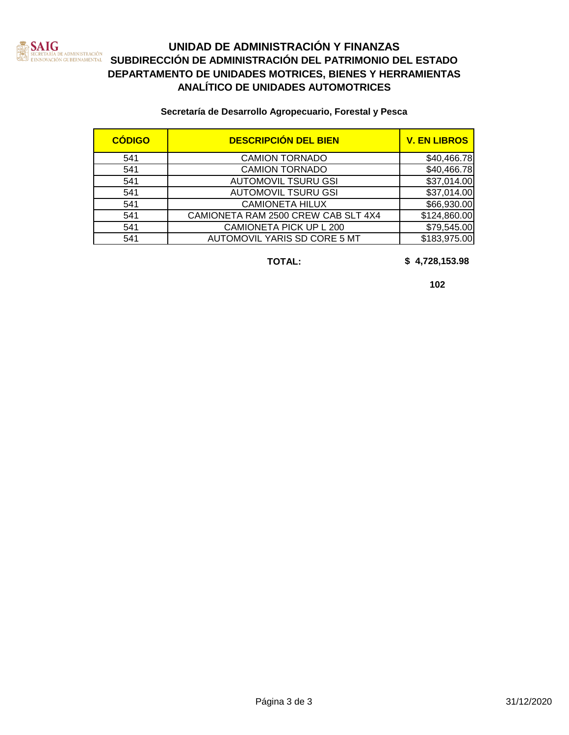SAIG
SECRETARÍA DE ADMINISTRACIÓN E INNOVACIÓN GUBERNAMENTAL

# UNIDAD DE ADMINISTRACIÓN Y FINANZAS
## SUBDIRECCIÓN DE ADMINISTRACIÓN DEL PATRIMONIO DEL ESTADO
## DEPARTAMENTO DE UNIDADES MOTRICES, BIENES Y HERRAMIENTAS
## ANALÍTICO DE UNIDADES AUTOMOTRICES

**Secretaría de Desarrollo Agropecuario, Forestal y Pesca**

| CÓDIGO | DESCRIPCIÓN DEL BIEN | V. EN LIBROS |
|---|---|---|
| 541 | CAMION TORNADO | $40,466.78 |
| 541 | CAMION TORNADO | $40,466.78 |
| 541 | AUTOMOVIL TSURU GSI | $37,014.00 |
| 541 | AUTOMOVIL TSURU GSI | $37,014.00 |
| 541 | CAMIONETA HILUX | $66,930.00 |
| 541 | CAMIONETA RAM 2500 CREW CAB SLT 4X4 | $124,860.00 |
| 541 | CAMIONETA PICK UP L 200 | $79,545.00 |
| 541 | AUTOMOVIL YARIS SD CORE 5 MT | $183,975.00 |

**TOTAL:** **$ 4,728,153.98**

**102**

31/12/2020